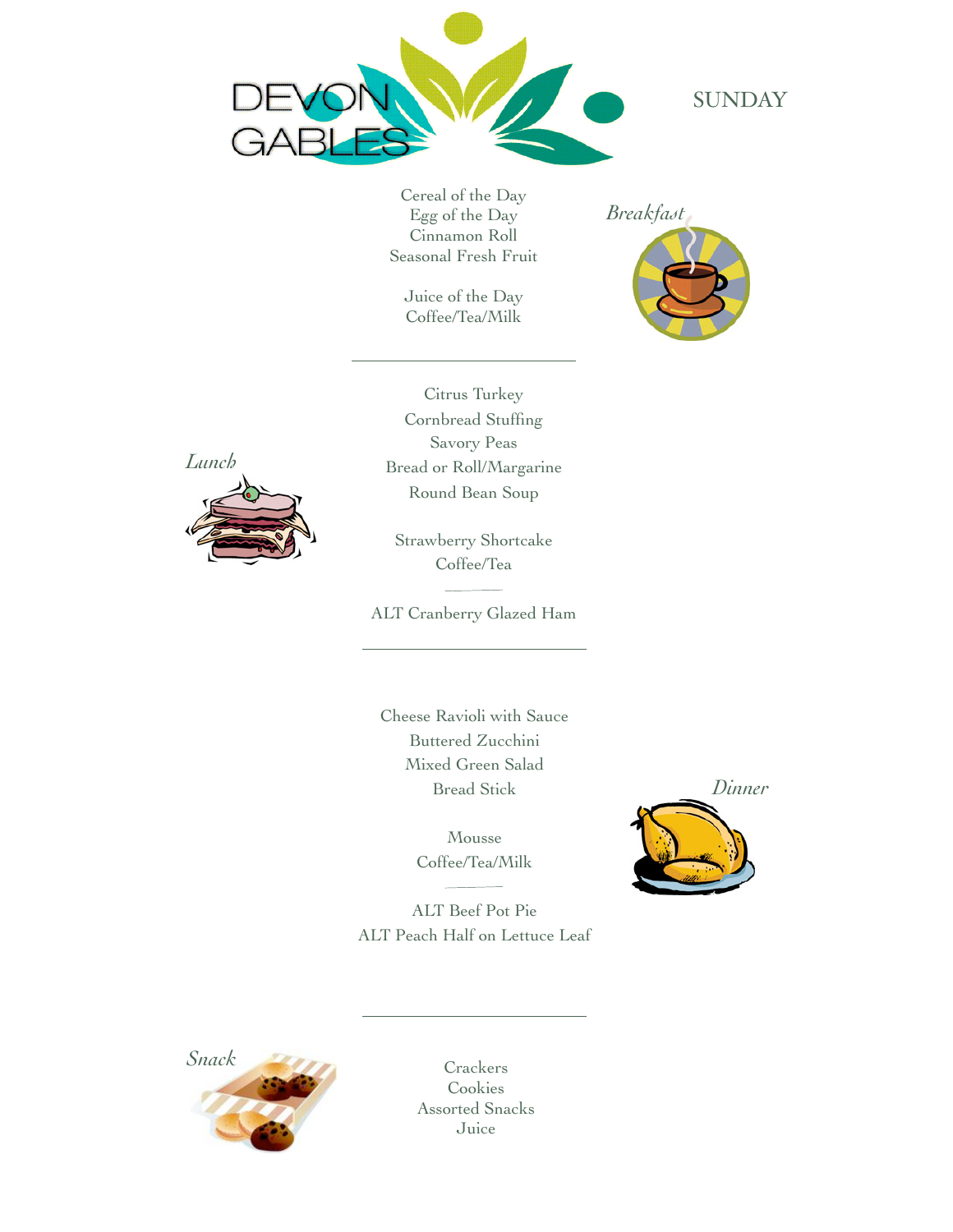# DEVON GABLES

## SUNDAY

### Breakfast

Cereal of the Day
Egg of the Day
Cinnamon Roll
Seasonal Fresh Fruit

Juice of the Day
Coffee/Tea/Milk

---

### Lunch

Citrus Turkey
Cornbread Stuffing
Savory Peas
Bread or Roll/Margarine
Round Bean Soup

Strawberry Shortcake
Coffee/Tea

ALT Cranberry Glazed Ham

---

### Dinner

Cheese Ravioli with Sauce
Buttered Zucchini
Mixed Green Salad
Bread Stick

Mousse
Coffee/Tea/Milk

ALT Beef Pot Pie
ALT Peach Half on Lettuce Leaf

---

### Snack

Crackers
Cookies
Assorted Snacks
Juice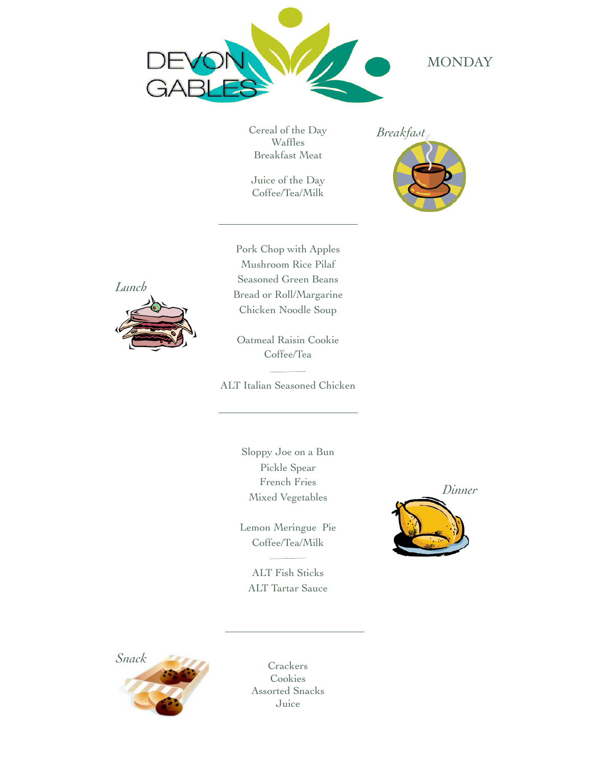DEVON GABLES

# MONDAY

## *Breakfast*

Cereal of the Day
Waffles
Breakfast Meat

Juice of the Day
Coffee/Tea/Milk

---

## *Lunch*

Pork Chop with Apples
Mushroom Rice Pilaf
Seasoned Green Beans
Bread or Roll/Margarine
Chicken Noodle Soup

Oatmeal Raisin Cookie
Coffee/Tea

ALT Italian Seasoned Chicken

---

## *Dinner*

Sloppy Joe on a Bun
Pickle Spear
French Fries
Mixed Vegetables

Lemon Meringue Pie
Coffee/Tea/Milk

ALT Fish Sticks
ALT Tartar Sauce

---

## *Snack*

Crackers
Cookies
Assorted Snacks
Juice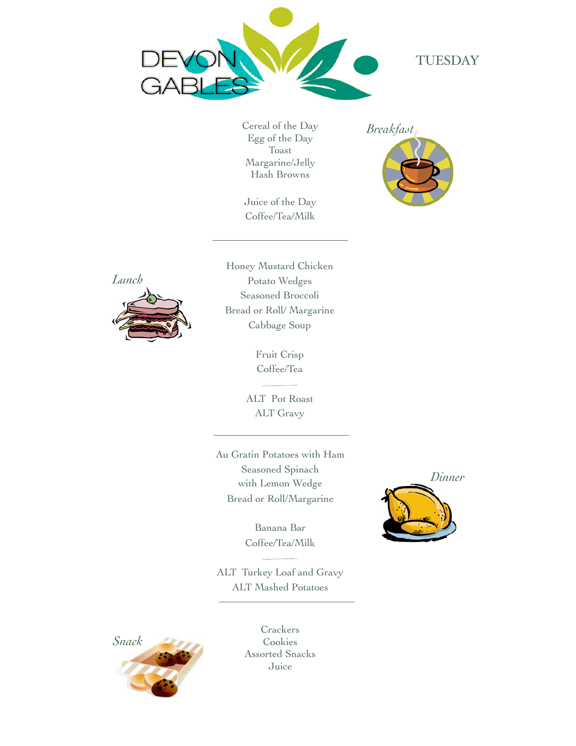DEVON GABLES

# TUESDAY

## Breakfast

Cereal of the Day
Egg of the Day
Toast
Margarine/Jelly
Hash Browns

Juice of the Day
Coffee/Tea/Milk

---

## Lunch

Honey Mustard Chicken
Potato Wedges
Seasoned Broccoli
Bread or Roll/ Margarine
Cabbage Soup

Fruit Crisp
Coffee/Tea

ALT Pot Roast
ALT Gravy

---

## Dinner

Au Gratin Potatoes with Ham
Seasoned Spinach
with Lemon Wedge
Bread or Roll/Margarine

Banana Bar
Coffee/Tea/Milk

ALT Turkey Loaf and Gravy
ALT Mashed Potatoes

---

## Snack

Crackers
Cookies
Assorted Snacks
Juice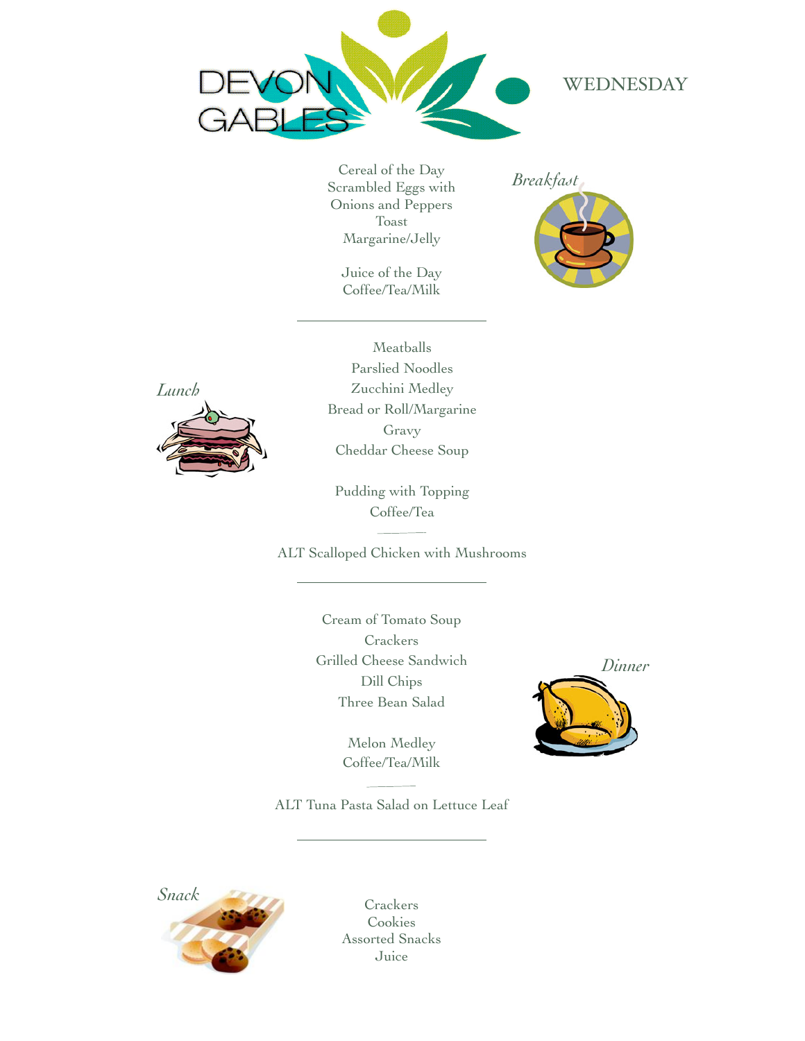DEVON GABLES

# WEDNESDAY

## *Breakfast*

Cereal of the Day
Scrambled Eggs with Onions and Peppers
Toast
Margarine/Jelly

Juice of the Day
Coffee/Tea/Milk

---

## *Lunch*

Meatballs
Parslied Noodles
Zucchini Medley
Bread or Roll/Margarine
Gravy
Cheddar Cheese Soup

Pudding with Topping
Coffee/Tea

ALT Scalloped Chicken with Mushrooms

---

## *Dinner*

Cream of Tomato Soup
Crackers
Grilled Cheese Sandwich
Dill Chips
Three Bean Salad

Melon Medley
Coffee/Tea/Milk

ALT Tuna Pasta Salad on Lettuce Leaf

---

## *Snack*

Crackers
Cookies
Assorted Snacks
Juice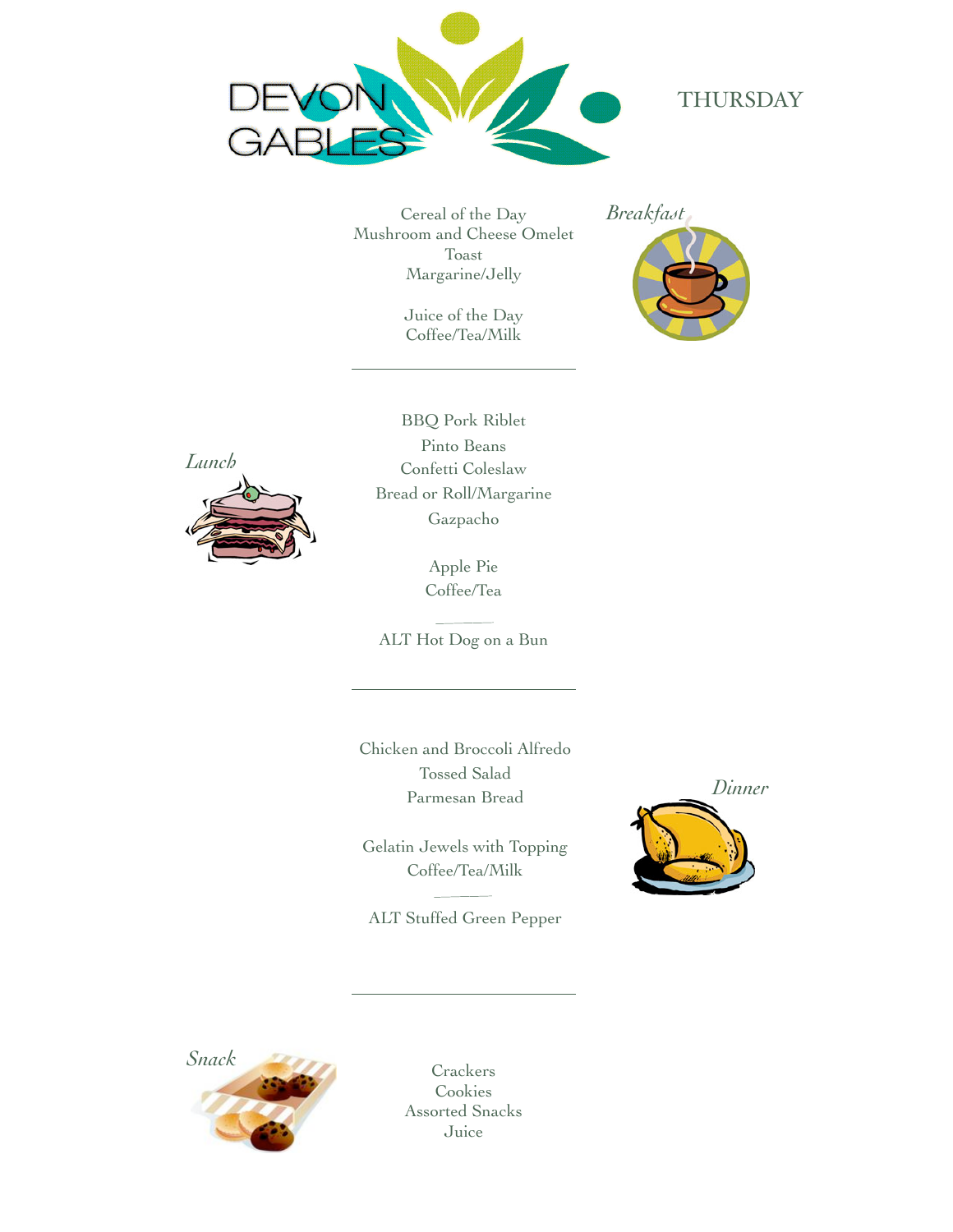DEVON GABLES

# THURSDAY

## *Breakfast*

Cereal of the Day
Mushroom and Cheese Omelet
Toast
Margarine/Jelly

Juice of the Day
Coffee/Tea/Milk

---

## *Lunch*

BBQ Pork Riblet
Pinto Beans
Confetti Coleslaw
Bread or Roll/Margarine
Gazpacho

Apple Pie
Coffee/Tea

ALT Hot Dog on a Bun

---

## *Dinner*

Chicken and Broccoli Alfredo
Tossed Salad
Parmesan Bread

Gelatin Jewels with Topping
Coffee/Tea/Milk

ALT Stuffed Green Pepper

---

## *Snack*

Crackers
Cookies
Assorted Snacks
Juice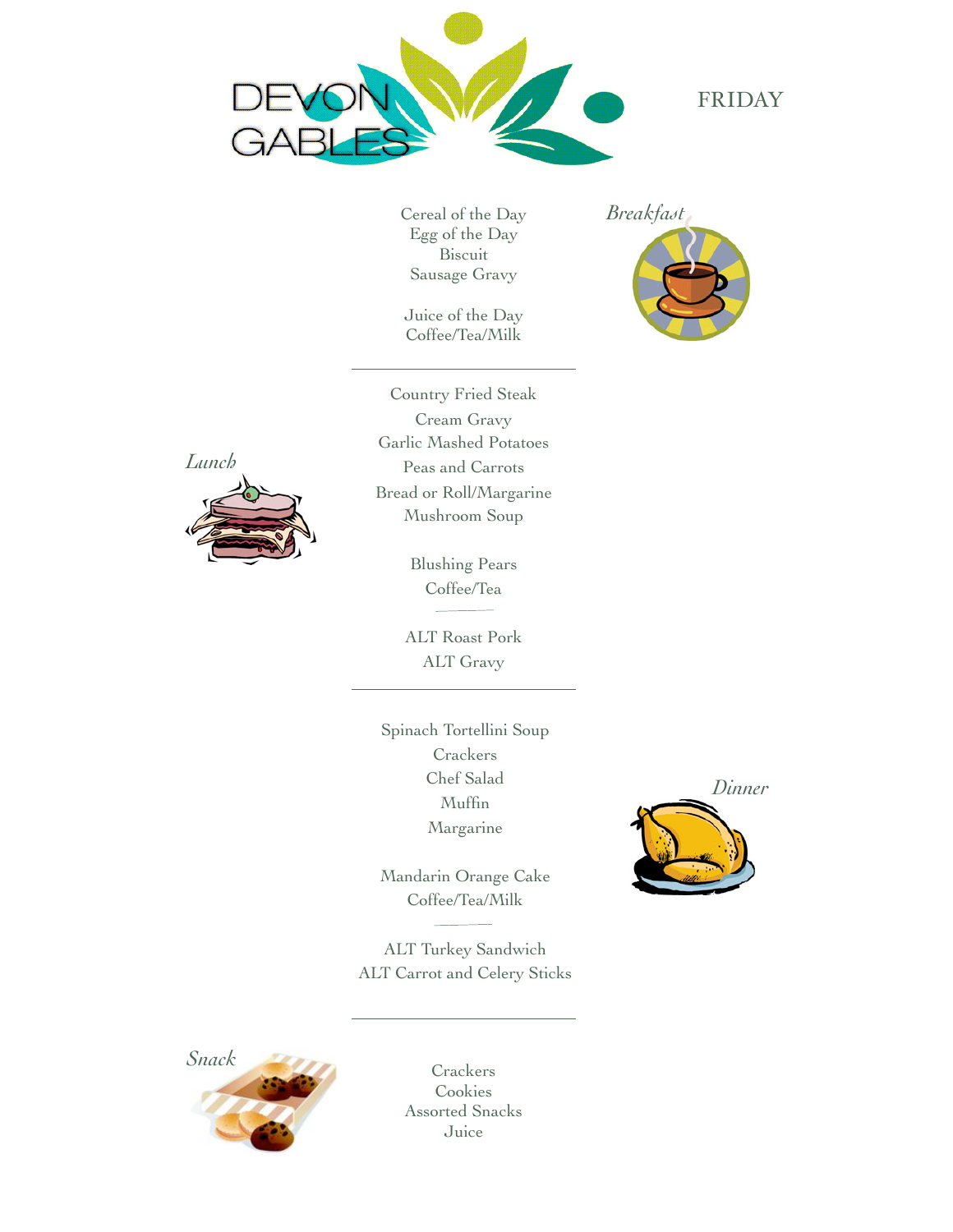DEVON GABLES

# FRIDAY

## Breakfast

Cereal of the Day
Egg of the Day
Biscuit
Sausage Gravy

Juice of the Day
Coffee/Tea/Milk

---

## Lunch

Country Fried Steak
Cream Gravy
Garlic Mashed Potatoes
Peas and Carrots
Bread or Roll/Margarine
Mushroom Soup

Blushing Pears
Coffee/Tea

ALT Roast Pork
ALT Gravy

---

## Dinner

Spinach Tortellini Soup
Crackers
Chef Salad
Muffin
Margarine

Mandarin Orange Cake
Coffee/Tea/Milk

ALT Turkey Sandwich
ALT Carrot and Celery Sticks

---

## Snack

Crackers
Cookies
Assorted Snacks
Juice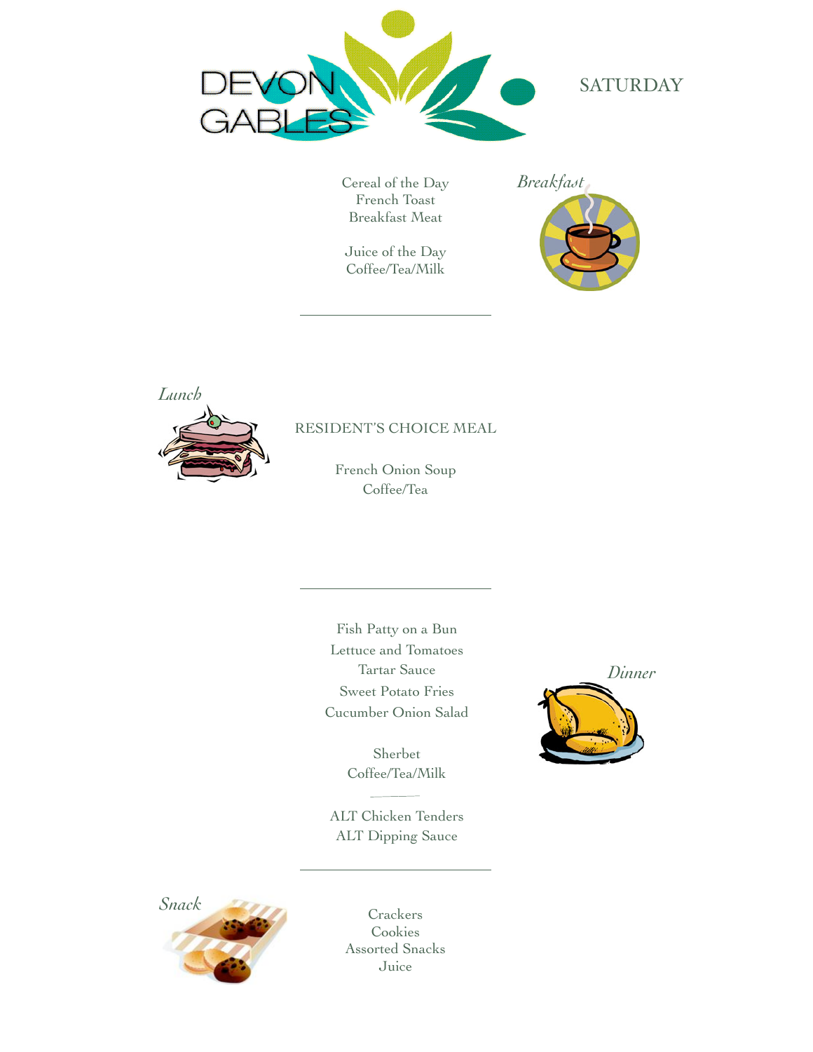DEVON GABLES

# SATURDAY

## *Breakfast*

Cereal of the Day
French Toast
Breakfast Meat

Juice of the Day
Coffee/Tea/Milk

---

## *Lunch*

RESIDENT'S CHOICE MEAL

French Onion Soup
Coffee/Tea

---

## *Dinner*

Fish Patty on a Bun
Lettuce and Tomatoes
Tartar Sauce
Sweet Potato Fries
Cucumber Onion Salad

Sherbet
Coffee/Tea/Milk

ALT Chicken Tenders
ALT Dipping Sauce

---

## *Snack*

Crackers
Cookies
Assorted Snacks
Juice